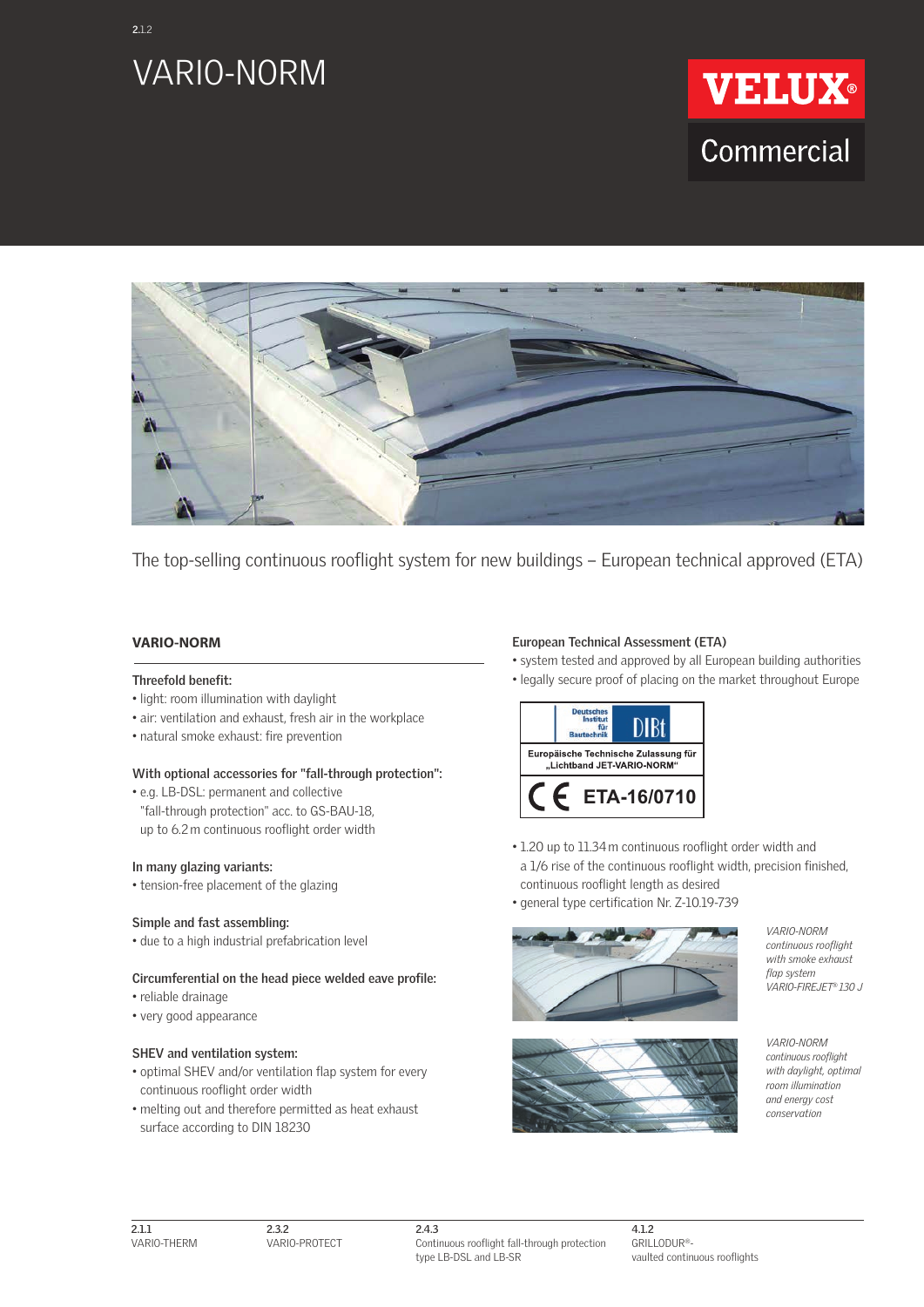2.1.2

# VARIO-NORM

VELUX® Commercial

The top-selling continuous rooflight system for new buildings – European technical approved (ETA)

## VARIO-NORM

**Threefold benefit:**

- light: room illumination with daylight
- air: ventilation and exhaust, fresh air in the workplace
- natural smoke exhaust: fire prevention

**With optional accessories for "fall-through protection":**

- e.g. LB-DSL: permanent and collective "fall-through protection" acc. to GS-BAU-18, up to 6.2 m continuous rooflight order width

**In many glazing variants:**

- tension-free placement of the glazing

**Simple and fast assembling:**

- due to a high industrial prefabrication level

**Circumferential on the head piece welded eave profile:**

- reliable drainage
- very good appearance

**SHEV and ventilation system:**

- optimal SHEV and/or ventilation flap system for every continuous rooflight order width
- melting out and therefore permitted as heat exhaust surface according to DIN 18230

**European Technical Assessment (ETA)**

- system tested and approved by all European building authorities
- legally secure proof of placing on the market throughout Europe

Deutsches Institut für Bautechnik DIBt

Europäische Technische Zulassung für „Lichtband JET-VARIO-NORM"

CE ETA-16/0710

- 1.20 up to 11.34 m continuous rooflight order width and a 1/6 rise of the continuous rooflight width, precision finished, continuous rooflight length as desired
- general type certification Nr. Z-10.19-739

*VARIO-NORM continuous rooflight with smoke exhaust flap system VARIO-FIREJET® 130 J*

*VARIO-NORM continuous rooflight with daylight, optimal room illumination and energy cost conservation*

| 2.1.1 | 2.3.2 | 2.4.3 | 4.1.2 |
| --- | --- | --- | --- |
| VARIO-THERM | VARIO-PROTECT | Continuous rooflight fall-through protection type LB-DSL and LB-SR | GRILLODUR®-vaulted continuous rooflights |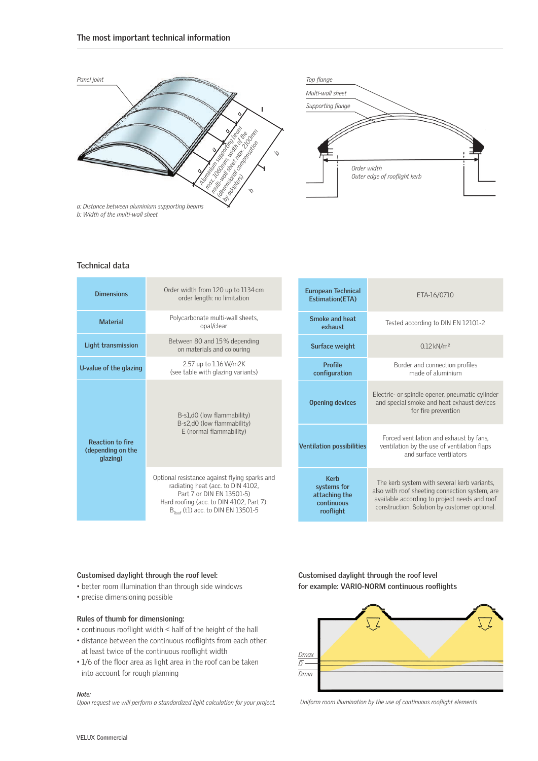## The most important technical information

Panel joint

Aluminium supporting beam max. 1060mm, width of the multi-wall sheet max. 2100mm (dimensional compensation by adapters)

*a: Distance between aluminium supporting beams*
*b: Width of the multi-wall sheet*

Top flange

Multi-wall sheet

Supporting flange

Order width
Outer edge of rooflight kerb

### Technical data

| | |
|---|---|
| **Dimensions** | Order width from 120 up to 1134 cm order length: no limitation |
| **Material** | Polycarbonate multi-wall sheets, opal/clear |
| **Light transmission** | Between 80 and 15% depending on materials and colouring |
| **U-value of the glazing** | 2.57 up to 1.16 W/m2K (see table with glazing variants) |
| **Reaction to fire (depending on the glazing)** | B-s1,d0 (low flammability)<br>B-s2,d0 (low flammability)<br>E (normal flammability) |
| | Optional resistance against flying sparks and radiating heat (acc. to DIN 4102, Part 7 or DIN EN 13501-5)<br>Hard roofing (acc. to DIN 4102, Part 7): $B_{Roof}$ (t1) acc. to DIN EN 13501-5 |

| | |
|---|---|
| **European Technical Estimation(ETA)** | ETA-16/0710 |
| **Smoke and heat exhaust** | Tested according to DIN EN 12101-2 |
| **Surface weight** | 0.12 kN/m² |
| **Profile configuration** | Border and connection profiles made of aluminium |
| **Opening devices** | Electric- or spindle opener, pneumatic cylinder and special smoke and heat exhaust devices for fire prevention |
| **Ventilation possibilities** | Forced ventilation and exhaust by fans, ventilation by the use of ventilation flaps and surface ventilators |
| **Kerb systems for attaching the continuous rooflight** | The kerb system with several kerb variants, also with roof sheeting connection system, are available according to project needs and roof construction. Solution by customer optional. |

### Customised daylight through the roof level:

- better room illumination than through side windows
- precise dimensioning possible

### Rules of thumb for dimensioning:

- continuous rooflight width < half of the height of the hall
- distance between the continuous rooflights from each other: at least twice of the continuous rooflight width
- 1/6 of the floor area as light area in the roof can be taken into account for rough planning

***Note:***
*Upon request we will perform a standardized light calculation for your project.*

### Customised daylight through the roof level for example: VARIO-NORM continuous rooflights

Dmax
D̄
Dmin

*Uniform room illumination by the use of continuous rooflight elements*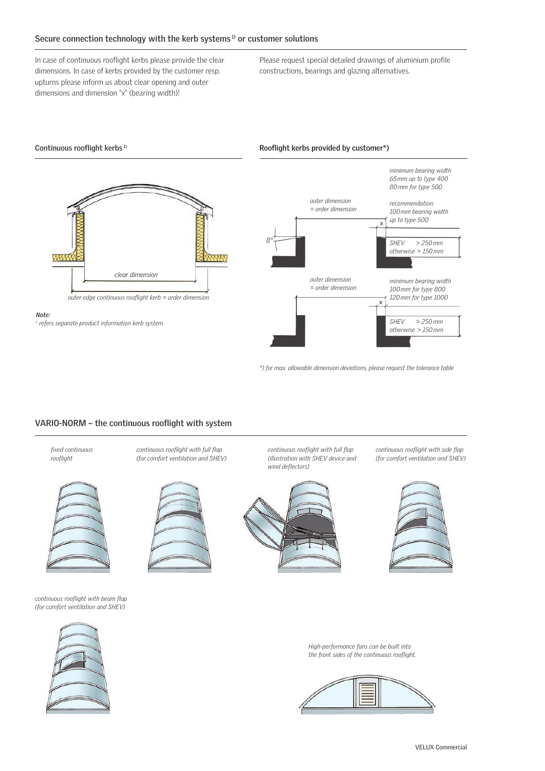## Secure connection technology with the kerb systems[1] or customer solutions

In case of continuous rooflight kerbs please provide the clear dimensions. In case of kerbs provided by the customer resp. upturns please inform us about clear opening and outer dimensions and dimension "x" (bearing width)!

Please request special detailed drawings of aluminium profile constructions, bearings and glazing alternatives.

### Continuous rooflight kerbs[1]

*clear dimension*

*outer edge continuous rooflight kerb = order dimension*

***Note:***
*[1] refers separate product information kerb system*

### Rooflight kerbs provided by customer*)

*outer dimension = order dimension*

*minimum bearing width 65 mm up to type 400 80 mm for type 500*

*recommendation: 100 mm bearing width up to type 500*

*8°*

*x*

*SHEV > 250 mm otherwise > 150 mm*

*outer dimension = order dimension*

*minimum bearing width 100 mm for type 800 120 mm for type 1000*

*x*

*SHEV > 250 mm otherwise > 150 mm*

*\*) for max. allowable dimension deviations, please request the tolerance table*

## VARIO-NORM – the continuous rooflight with system

*fixed continuous rooflight*

*continuous rooflight with full flap (for comfort ventilation and SHEV)*

*continuous rooflight with full flap (illustration with SHEV device and wind deflectors)*

*continuous rooflight with side flap (for comfort ventilation and SHEV)*

*continuous rooflight with beam flap (for comfort ventilation and SHEV)*

*High-performance fans can be built into the front sides of the continuous rooflight.*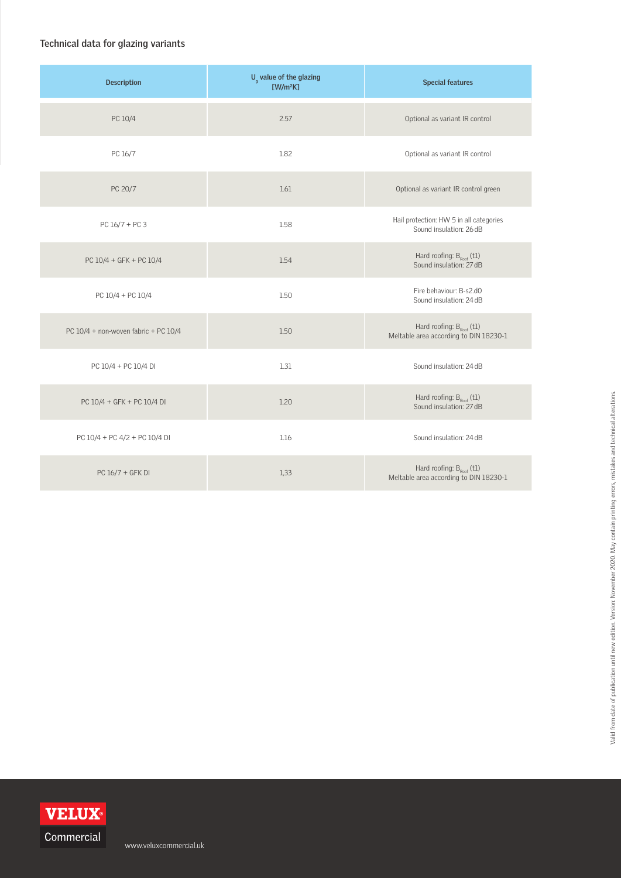### Technical data for glazing variants

| Description | $U_g$ value of the glazing [W/m²K] | Special features |
| --- | --- | --- |
| PC 10/4 | 2.57 | Optional as variant IR control |
| PC 16/7 | 1.82 | Optional as variant IR control |
| PC 20/7 | 1.61 | Optional as variant IR control green |
| PC 16/7 + PC 3 | 1.58 | Hail protection: HW 5 in all categories<br>Sound insulation: 26 dB |
| PC 10/4 + GFK + PC 10/4 | 1.54 | Hard roofing: $B_{Roof}$ (t1)<br>Sound insulation: 27 dB |
| PC 10/4 + PC 10/4 | 1.50 | Fire behaviour: B-s2.d0<br>Sound insulation: 24 dB |
| PC 10/4 + non-woven fabric + PC 10/4 | 1.50 | Hard roofing: $B_{Roof}$ (t1)<br>Meltable area according to DIN 18230-1 |
| PC 10/4 + PC 10/4 DI | 1.31 | Sound insulation: 24 dB |
| PC 10/4 + GFK + PC 10/4 DI | 1.20 | Hard roofing: $B_{Roof}$ (t1)<br>Sound insulation: 27 dB |
| PC 10/4 + PC 4/2 + PC 10/4 DI | 1.16 | Sound insulation: 24 dB |
| PC 16/7 + GFK DI | 1,33 | Hard roofing: $B_{Roof}$ (t1)<br>Meltable area according to DIN 18230-1 |

Valid from date of publication until new edition. Version: November 2020. May contain printing errors, mistakes and technical alterations.

VELUX Commercial

www.veluxcommercial.uk